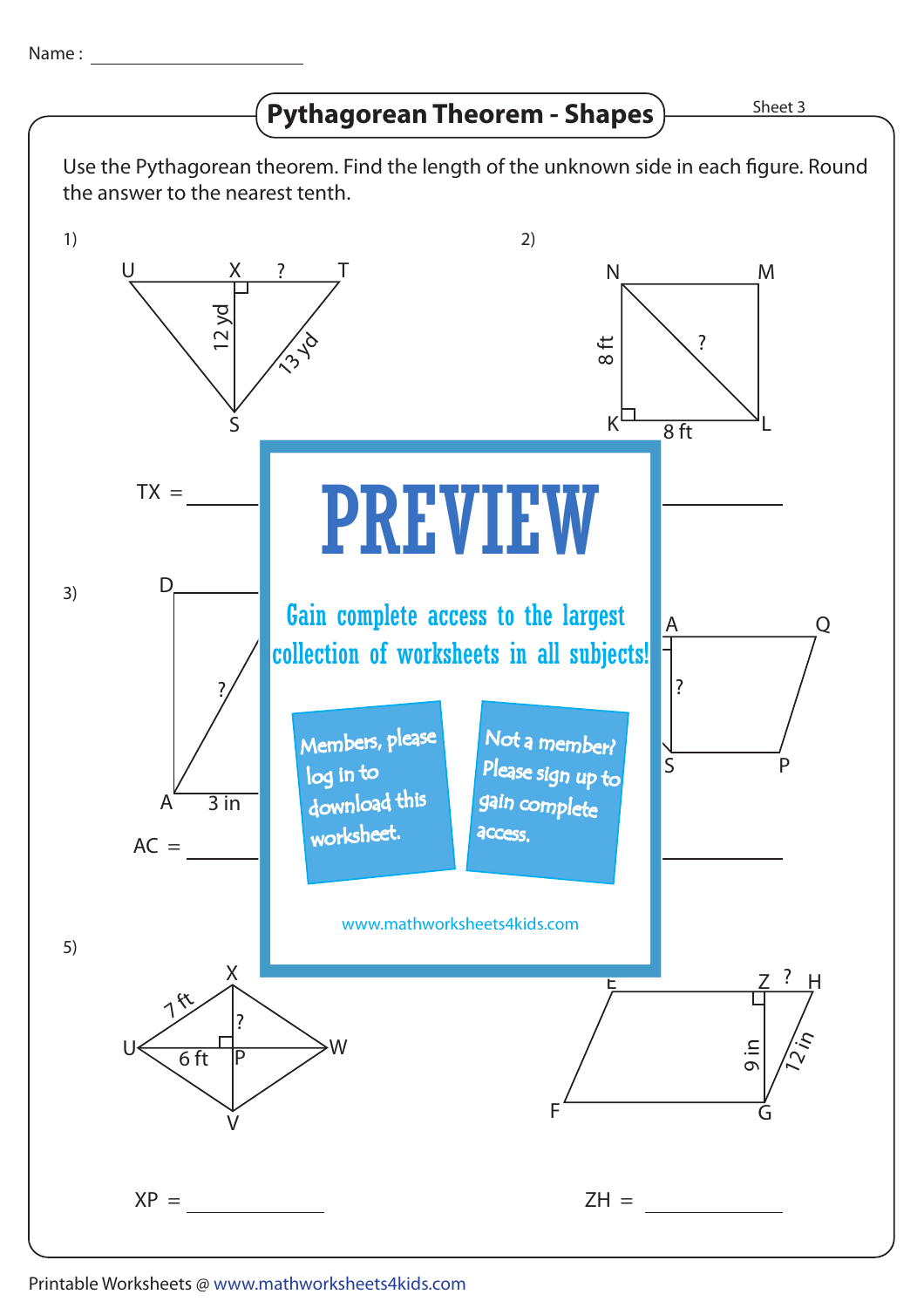Name : ______________________

# Pythagorean Theorem - Shapes

Sheet 3

Use the Pythagorean theorem. Find the length of the unknown side in each figure. Round the answer to the nearest tenth.

1)

U X ? T

12 yd

13 yd

S

TX = ____________

2)

N M

8 ft

?

K 8 ft L

3)

D

?

A 3 in

AC = ____________

4)

A Q

?

S P

# PREVIEW

Gain complete access to the largest collection of worksheets in all subjects!

Members, please log in to download this worksheet.

Not a member? Please sign up to gain complete access.

www.mathworksheets4kids.com

5)

X

7 ft

?

U 6 ft P W

V

XP = ____________

6)

E Z ? H

9 in

12 in

F G

ZH = ____________

Printable Worksheets @ www.mathworksheets4kids.com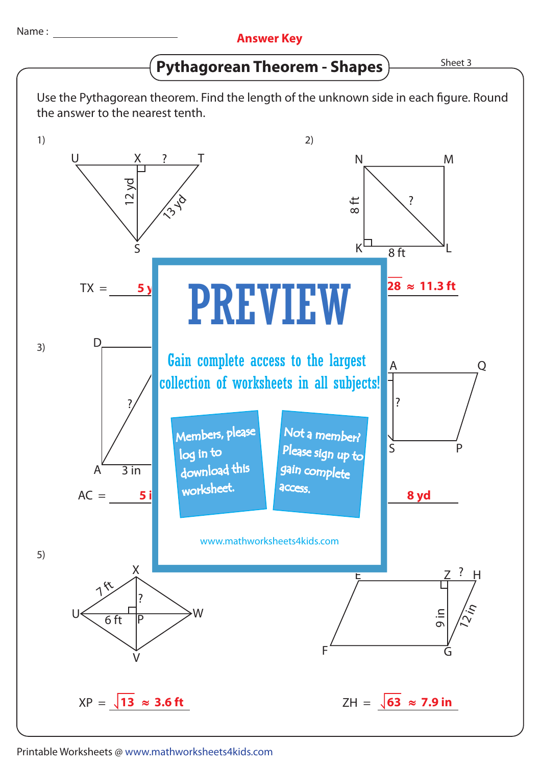Name : ______________________

**Answer Key**

# Pythagorean Theorem - Shapes

Sheet 3

Use the Pythagorean theorem. Find the length of the unknown side in each figure. Round the answer to the nearest tenth.

1)

U X ? T

12 yd

13 yd

S

TX = **5 y**

2)

N M

8 ft

?

K 8 ft L

**28 ≈ 11.3 ft**

3)

D

?

A 3 in

AC = **5 i**

4)

A Q

?

S P

**8 yd**

# PREVIEW

Gain complete access to the largest collection of worksheets in all subjects!

Members, please log in to download this worksheet.

Not a member? Please sign up to gain complete access.

www.mathworksheets4kids.com

5)

X

7 ft

?

U 6 ft P W

V

XP = $\sqrt{13}$ ≈ **3.6 ft**

6)

E Z ? H

9 in

12 in

F G

ZH = $\sqrt{63}$ ≈ **7.9 in**

Printable Worksheets @ www.mathworksheets4kids.com